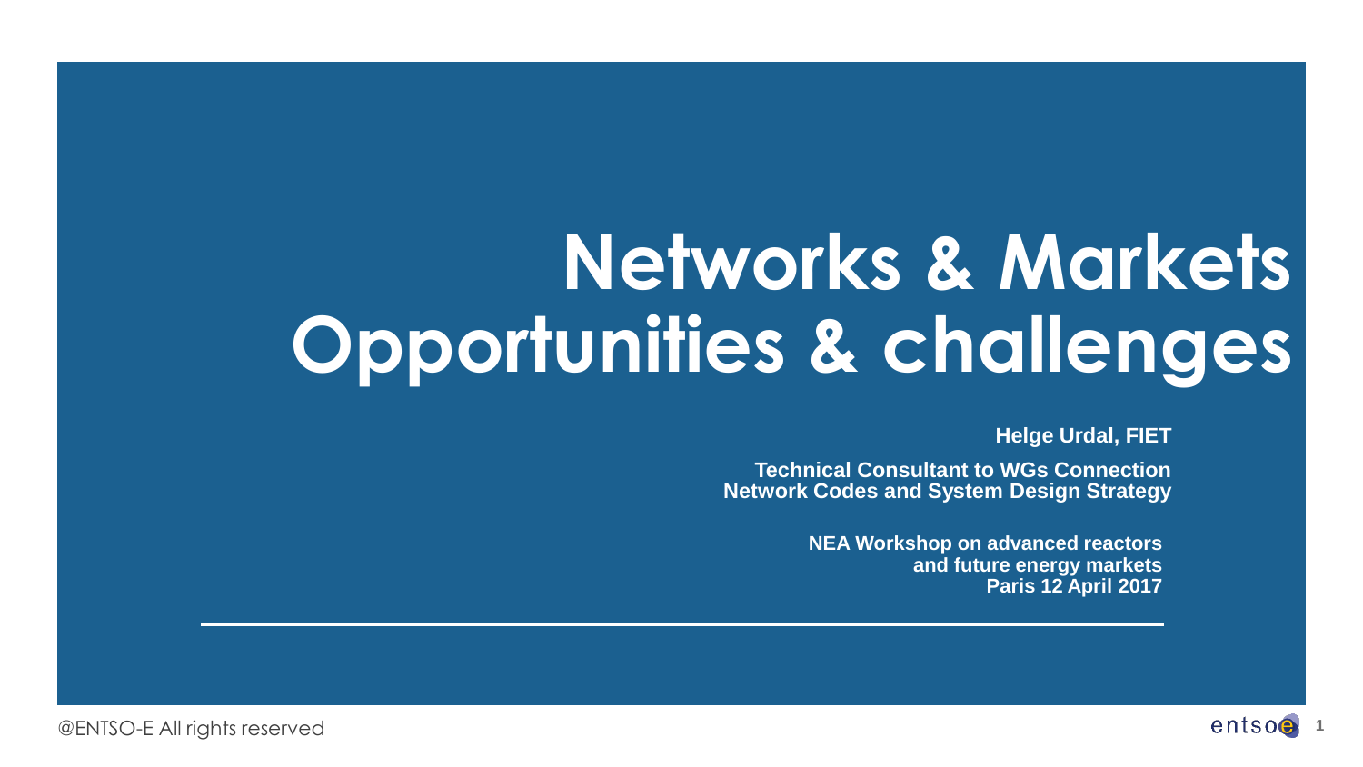# Networks & Markets Opportunities & challenges

**Helge Urdal, FIET**

**Technical Consultant to WGs Connection Network Codes and System Design Strategy**

**NEA Workshop on advanced reactors and future energy markets**
**Paris 12 April 2017**

@ENTSO-E All rights reserved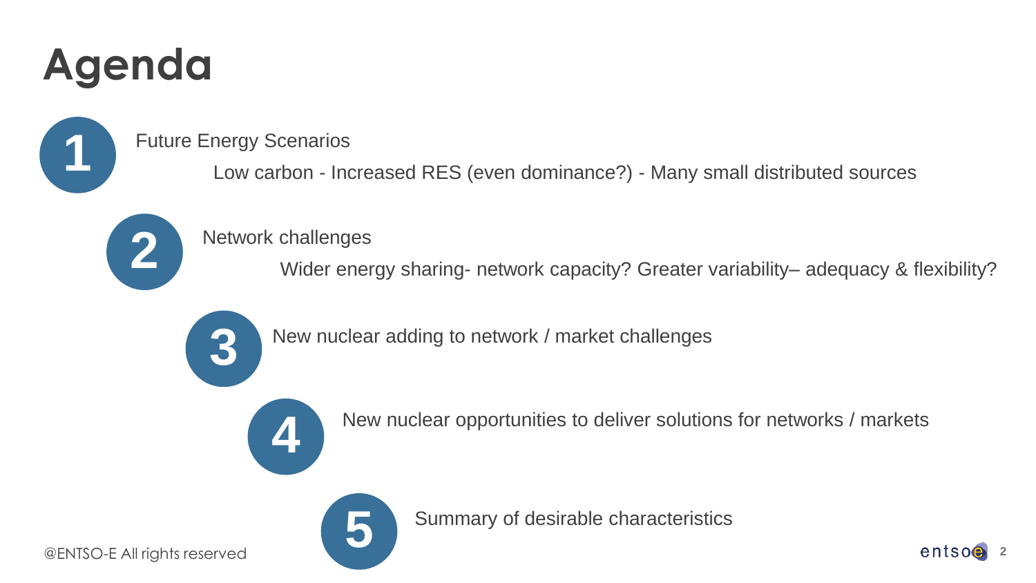# Agenda

1. Future Energy Scenarios

   Low carbon - Increased RES (even dominance?) - Many small distributed sources

2. Network challenges

   Wider energy sharing- network capacity? Greater variability– adequacy & flexibility?

3. New nuclear adding to network / market challenges

4. New nuclear opportunities to deliver solutions for networks / markets

5. Summary of desirable characteristics

@ENTSO-E All rights reserved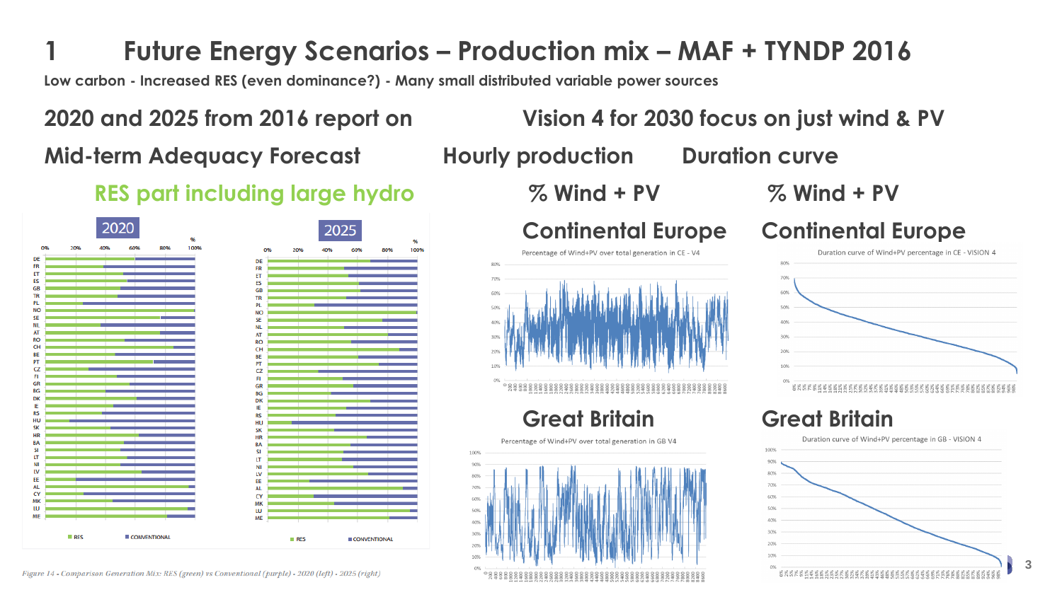# 1 Future Energy Scenarios – Production mix – MAF + TYNDP 2016

**Low carbon - Increased RES (even dominance?) - Many small distributed variable power sources**

## 2020 and 2025 from 2016 report on Mid-term Adequacy Forecast

### RES part including large hydro

2020

2025

*Figure 14 - Comparison Generation Mix: RES (green) vs Conventional (purple) - 2020 (left) - 2025 (right)*

## Vision 4 for 2030 focus on just wind & PV

### Hourly production

% Wind + PV

**Continental Europe**

Percentage of Wind+PV over total generation in CE - V4

**Great Britain**

Percentage of Wind+PV over total generation in GB V4

### Duration curve

% Wind + PV

**Continental Europe**

Duration curve of Wind+PV percentage in CE - VISION 4

**Great Britain**

Duration curve of Wind+PV percentage in GB - VISION 4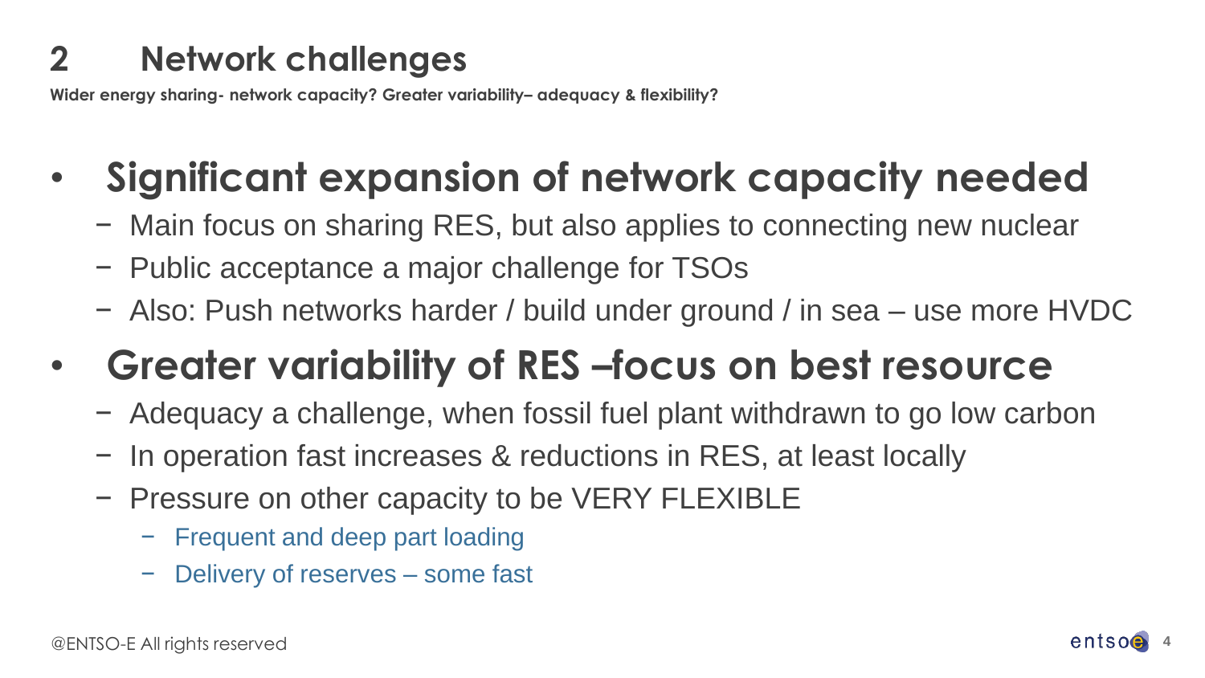## 2 Network challenges

**Wider energy sharing- network capacity? Greater variability– adequacy & flexibility?**

- **Significant expansion of network capacity needed**
  - Main focus on sharing RES, but also applies to connecting new nuclear
  - Public acceptance a major challenge for TSOs
  - Also: Push networks harder / build under ground / in sea – use more HVDC
- **Greater variability of RES –focus on best resource**
  - Adequacy a challenge, when fossil fuel plant withdrawn to go low carbon
  - In operation fast increases & reductions in RES, at least locally
  - Pressure on other capacity to be VERY FLEXIBLE
    - Frequent and deep part loading
    - Delivery of reserves – some fast

@ENTSO-E All rights reserved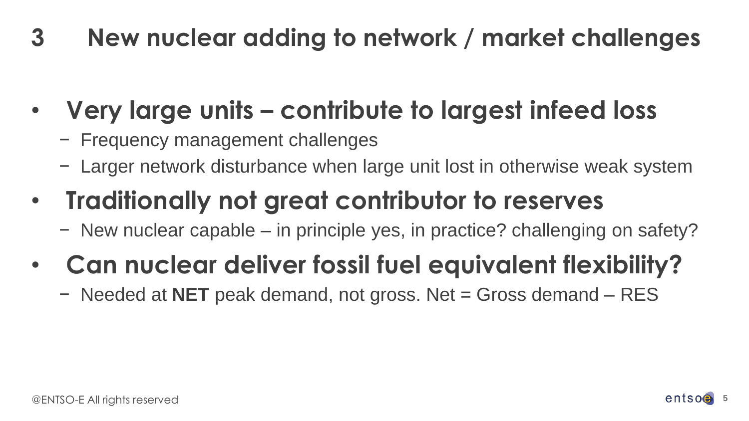# 3 New nuclear adding to network / market challenges

- **Very large units – contribute to largest infeed loss**
  - Frequency management challenges
  - Larger network disturbance when large unit lost in otherwise weak system
- **Traditionally not great contributor to reserves**
  - New nuclear capable – in principle yes, in practice? challenging on safety?
- **Can nuclear deliver fossil fuel equivalent flexibility?**
  - Needed at **NET** peak demand, not gross. Net = Gross demand – RES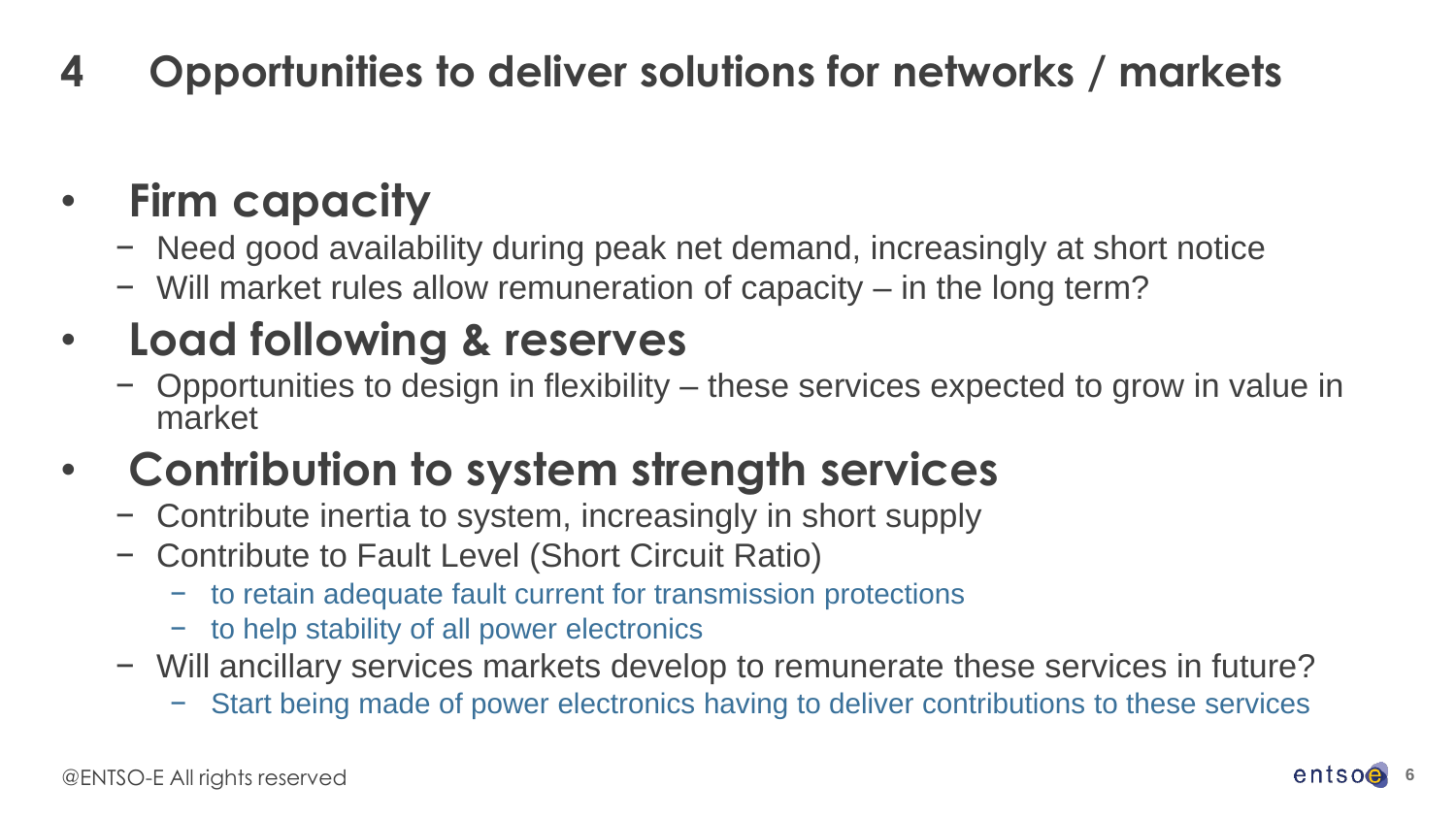# 4 Opportunities to deliver solutions for networks / markets

- **Firm capacity**
  - Need good availability during peak net demand, increasingly at short notice
  - Will market rules allow remuneration of capacity – in the long term?
- **Load following & reserves**
  - Opportunities to design in flexibility – these services expected to grow in value in market
- **Contribution to system strength services**
  - Contribute inertia to system, increasingly in short supply
  - Contribute to Fault Level (Short Circuit Ratio)
    - to retain adequate fault current for transmission protections
    - to help stability of all power electronics
  - Will ancillary services markets develop to remunerate these services in future?
    - Start being made of power electronics having to deliver contributions to these services

@ENTSO-E All rights reserved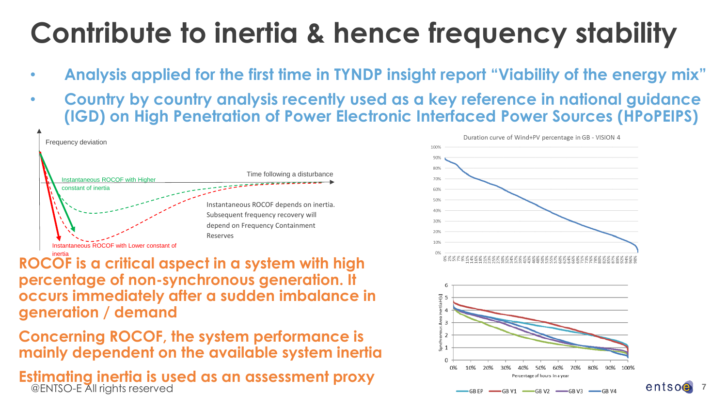# Contribute to inertia & hence frequency stability

- Analysis applied for the first time in TYNDP insight report "Viability of the energy mix"
- Country by country analysis recently used as a key reference in national guidance (IGD) on High Penetration of Power Electronic Interfaced Power Sources (HPoPEIPS)

Frequency deviation

Time following a disturbance

Instantaneous ROCOF with Higher constant of inertia

Instantaneous ROCOF with Lower constant of inertia

Instantaneous ROCOF depends on inertia. Subsequent frequency recovery will depend on Frequency Containment Reserves

Duration curve of Wind+PV percentage in GB - VISION 4

Synchronous Area Inertia H[s]

Percentage of hours in a year

GB EP, GB V1, GB V2, GB V3, GB V4

**ROCOF is a critical aspect in a system with high percentage of non-synchronous generation. It occurs immediately after a sudden imbalance in generation / demand**

**Concerning ROCOF, the system performance is mainly dependent on the available system inertia**

**Estimating inertia is used as an assessment proxy**

@ENTSO-E All rights reserved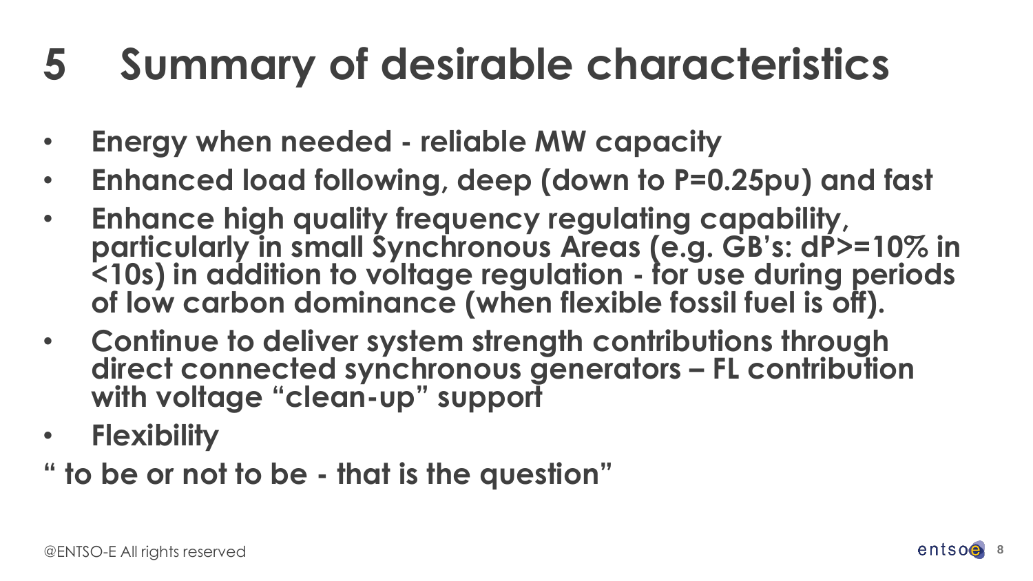# 5 Summary of desirable characteristics

- **Energy when needed - reliable MW capacity**
- **Enhanced load following, deep (down to P=0.25pu) and fast**
- **Enhance high quality frequency regulating capability, particularly in small Synchronous Areas (e.g. GB's: dP>=10% in <10s) in addition to voltage regulation - for use during periods of low carbon dominance (when flexible fossil fuel is off).**
- **Continue to deliver system strength contributions through direct connected synchronous generators – FL contribution with voltage "clean-up" support**
- **Flexibility**

**" to be or not to be - that is the question"**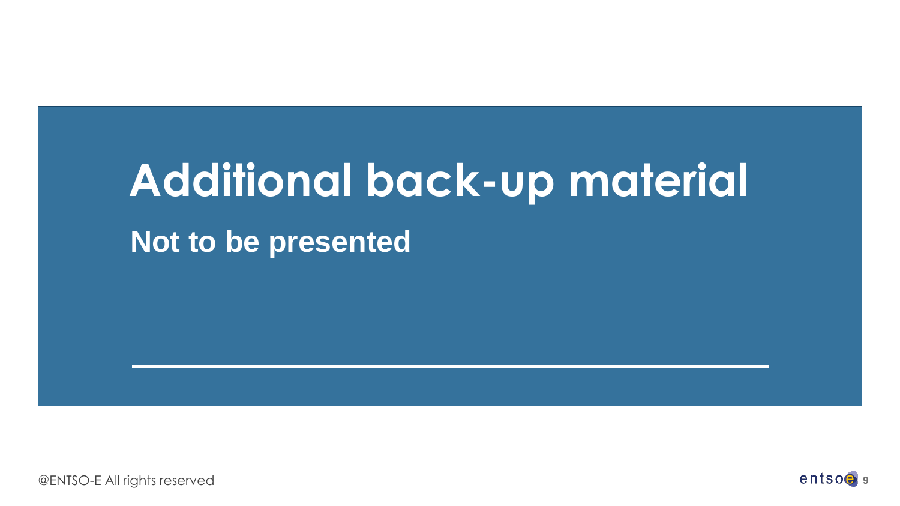# Additional back-up material

**Not to be presented**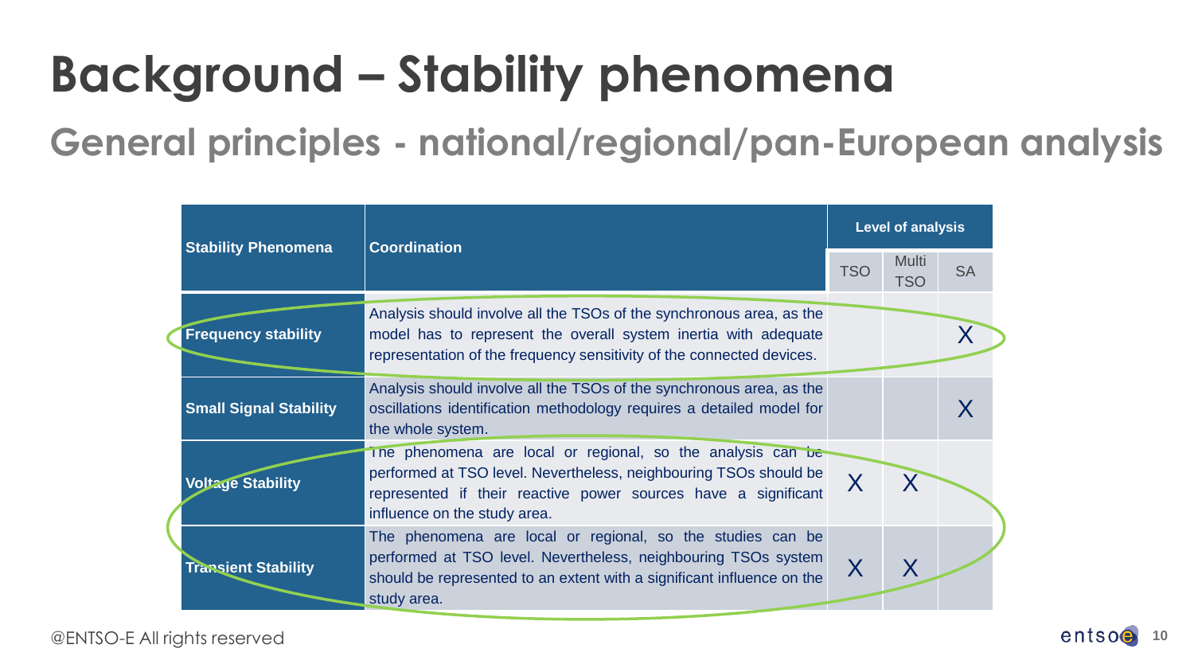# Background – Stability phenomena

## General principles - national/regional/pan-European analysis

| Stability Phenomena | Coordination | Level of analysis | | |
|---|---|---|---|---|
| | | TSO | Multi TSO | SA |
| Frequency stability | Analysis should involve all the TSOs of the synchronous area, as the model has to represent the overall system inertia with adequate representation of the frequency sensitivity of the connected devices. | | | X |
| Small Signal Stability | Analysis should involve all the TSOs of the synchronous area, as the oscillations identification methodology requires a detailed model for the whole system. | | | X |
| Voltage Stability | The phenomena are local or regional, so the analysis can be performed at TSO level. Nevertheless, neighbouring TSOs should be represented if their reactive power sources have a significant influence on the study area. | X | X | |
| Transient Stability | The phenomena are local or regional, so the studies can be performed at TSO level. Nevertheless, neighbouring TSOs system should be represented to an extent with a significant influence on the study area. | X | X | |

@ENTSO-E All rights reserved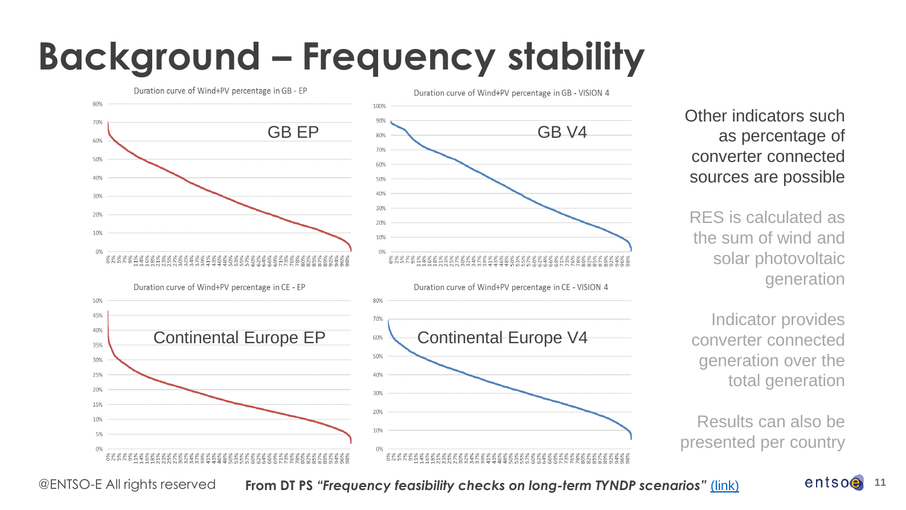# Background – Frequency stability

Duration curve of Wind+PV percentage in GB - EP

GB EP

Duration curve of Wind+PV percentage in GB - VISION 4

GB V4

Duration curve of Wind+PV percentage in CE - EP

Continental Europe EP

Duration curve of Wind+PV percentage in CE - VISION 4

Continental Europe V4

Other indicators such as percentage of converter connected sources are possible

RES is calculated as the sum of wind and solar photovoltaic generation

Indicator provides converter connected generation over the total generation

Results can also be presented per country

@ENTSO-E All rights reserved

**From DT PS *"Frequency feasibility checks on long-term TYNDP scenarios"*** [(link)]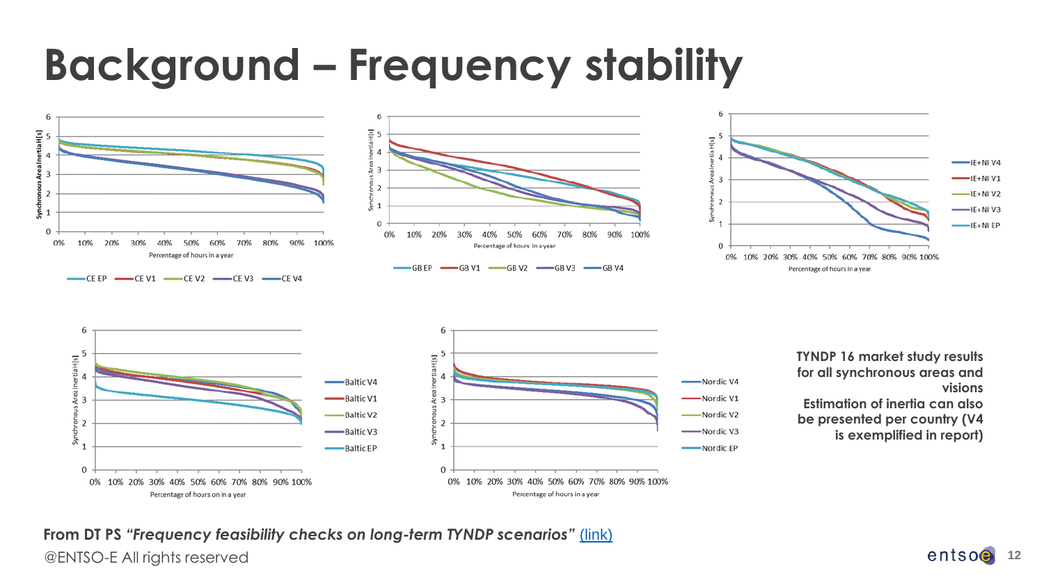# Background – Frequency stability

**TYNDP 16 market study results for all synchronous areas and visions**

**Estimation of inertia can also be presented per country (V4 is exemplified in report)**

**From DT PS *"Frequency feasibility checks on long-term TYNDP scenarios"* (link)**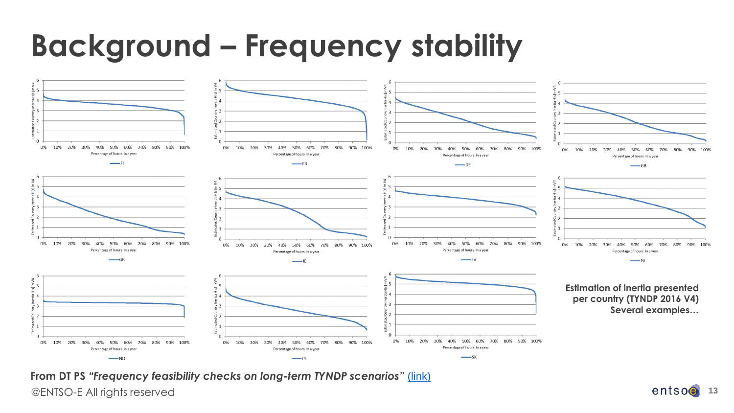# Background – Frequency stability

Estimated Country Inertia H[s] in V4

Percentage of hours in a year

0%  10%  20%  30%  40%  50%  60%  70%  80%  90%  100%

0  1  2  3  4  5  6

FI

FR

DE

GB

GR

IE

LV

NL

NO

PT

SK

**Estimation of inertia presented per country (TYNDP 2016 V4)**
**Several examples…**

**From DT PS *"Frequency feasibility checks on long-term TYNDP scenarios"*** [(link)]()

@ENTSO-E All rights reserved